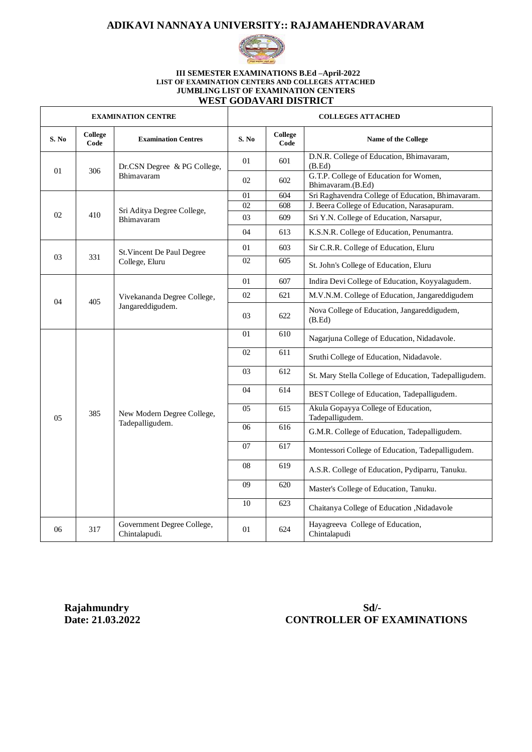# ADIKAVI NANNAYA UNIVERSITY:: RAJAMAHENDRAVARAM

**III SEMESTER EXAMINATIONS B.Ed –April-2022**
**LIST OF EXAMINATION CENTERS AND COLLEGES ATTACHED**
**JUMBLING LIST OF EXAMINATION CENTERS**

## WEST GODAVARI DISTRICT

| EXAMINATION CENTRE | | | COLLEGES ATTACHED | | |
|---|---|---|---|---|---|
| **S. No** | **College Code** | **Examination Centres** | **S. No** | **College Code** | **Name of the College** |
| 01 | 306 | Dr.CSN Degree & PG College, Bhimavaram | 01 | 601 | D.N.R. College of Education, Bhimavaram, (B.Ed) |
| | | | 02 | 602 | G.T.P. College of Education for Women, Bhimavaram.(B.Ed) |
| 02 | 410 | Sri Aditya Degree College, Bhimavaram | 01 | 604 | Sri Raghavendra College of Education, Bhimavaram. |
| | | | 02 | 608 | J. Beera College of Education, Narasapuram. |
| | | | 03 | 609 | Sri Y.N. College of Education, Narsapur, |
| | | | 04 | 613 | K.S.N.R. College of Education, Penumantra. |
| 03 | 331 | St.Vincent De Paul Degree College, Eluru | 01 | 603 | Sir C.R.R. College of Education, Eluru |
| | | | 02 | 605 | St. John's College of Education, Eluru |
| 04 | 405 | Vivekananda Degree College, Jangareddigudem. | 01 | 607 | Indira Devi College of Education, Koyyalagudem. |
| | | | 02 | 621 | M.V.N.M. College of Education, Jangareddigudem |
| | | | 03 | 622 | Nova College of Education, Jangareddigudem, (B.Ed) |
| 05 | 385 | New Modern Degree College, Tadepalligudem. | 01 | 610 | Nagarjuna College of Education, Nidadavole. |
| | | | 02 | 611 | Sruthi College of Education, Nidadavole. |
| | | | 03 | 612 | St. Mary Stella College of Education, Tadepalligudem. |
| | | | 04 | 614 | BEST College of Education, Tadepalligudem. |
| | | | 05 | 615 | Akula Gopayya College of Education, Tadepalligudem. |
| | | | 06 | 616 | G.M.R. College of Education, Tadepalligudem. |
| | | | 07 | 617 | Montessori College of Education, Tadepalligudem. |
| | | | 08 | 619 | A.S.R. College of Education, Pydiparru, Tanuku. |
| | | | 09 | 620 | Master's College of Education, Tanuku. |
| | | | 10 | 623 | Chaitanya College of Education ,Nidadavole |
| 06 | 317 | Government Degree College, Chintalapudi. | 01 | 624 | Hayagreeva College of Education, Chintalapudi |

**Rajahmundry**
**Date: 21.03.2022**

**Sd/-**
**CONTROLLER OF EXAMINATIONS**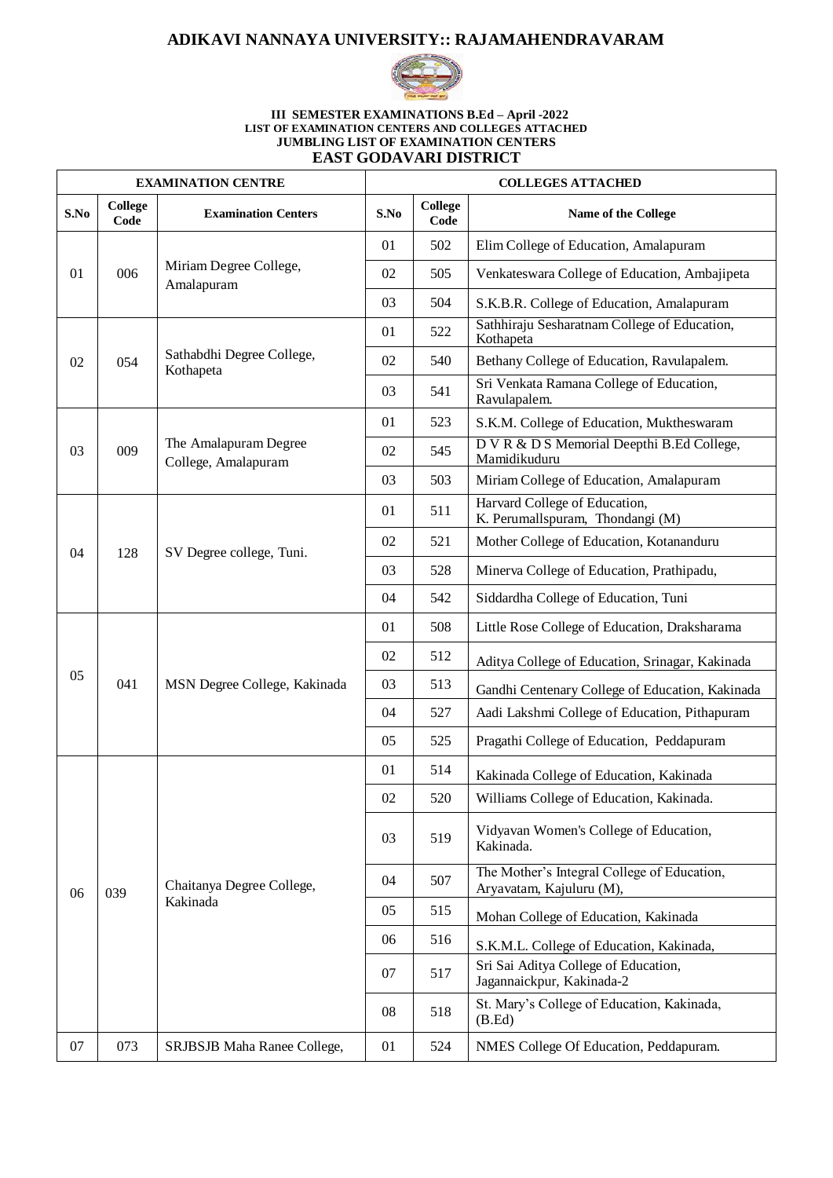# ADIKAVI NANNAYA UNIVERSITY:: RAJAMAHENDRAVARAM

**III SEMESTER EXAMINATIONS B.Ed – April -2022**
**LIST OF EXAMINATION CENTERS AND COLLEGES ATTACHED**
**JUMBLING LIST OF EXAMINATION CENTERS**
**EAST GODAVARI DISTRICT**

| EXAMINATION CENTRE | | | COLLEGES ATTACHED | | |
|---|---|---|---|---|---|
| **S.No** | **College Code** | **Examination Centers** | **S.No** | **College Code** | **Name of the College** |
| 01 | 006 | Miriam Degree College, Amalapuram | 01 | 502 | Elim College of Education, Amalapuram |
| | | | 02 | 505 | Venkateswara College of Education, Ambajipeta |
| | | | 03 | 504 | S.K.B.R. College of Education, Amalapuram |
| 02 | 054 | Sathabdhi Degree College, Kothapeta | 01 | 522 | Sathhiraju Sesharatnam College of Education, Kothapeta |
| | | | 02 | 540 | Bethany College of Education, Ravulapalem. |
| | | | 03 | 541 | Sri Venkata Ramana College of Education, Ravulapalem. |
| 03 | 009 | The Amalapuram Degree College, Amalapuram | 01 | 523 | S.K.M. College of Education, Muktheswaram |
| | | | 02 | 545 | D V R & D S Memorial Deepthi B.Ed College, Mamidikuduru |
| | | | 03 | 503 | Miriam College of Education, Amalapuram |
| 04 | 128 | SV Degree college, Tuni. | 01 | 511 | Harvard College of Education, K. Perumallspuram, Thondangi (M) |
| | | | 02 | 521 | Mother College of Education, Kotananduru |
| | | | 03 | 528 | Minerva College of Education, Prathipadu, |
| | | | 04 | 542 | Siddardha College of Education, Tuni |
| 05 | 041 | MSN Degree College, Kakinada | 01 | 508 | Little Rose College of Education, Draksharama |
| | | | 02 | 512 | Aditya College of Education, Srinagar, Kakinada |
| | | | 03 | 513 | Gandhi Centenary College of Education, Kakinada |
| | | | 04 | 527 | Aadi Lakshmi College of Education, Pithapuram |
| | | | 05 | 525 | Pragathi College of Education, Peddapuram |
| 06 | 039 | Chaitanya Degree College, Kakinada | 01 | 514 | Kakinada College of Education, Kakinada |
| | | | 02 | 520 | Williams College of Education, Kakinada. |
| | | | 03 | 519 | Vidyavan Women's College of Education, Kakinada. |
| | | | 04 | 507 | The Mother's Integral College of Education, Aryavatam, Kajuluru (M), |
| | | | 05 | 515 | Mohan College of Education, Kakinada |
| | | | 06 | 516 | S.K.M.L. College of Education, Kakinada, |
| | | | 07 | 517 | Sri Sai Aditya College of Education, Jagannaickpur, Kakinada-2 |
| | | | 08 | 518 | St. Mary's College of Education, Kakinada, (B.Ed) |
| 07 | 073 | SRJBSJB Maha Ranee College, | 01 | 524 | NMES College Of Education, Peddapuram. |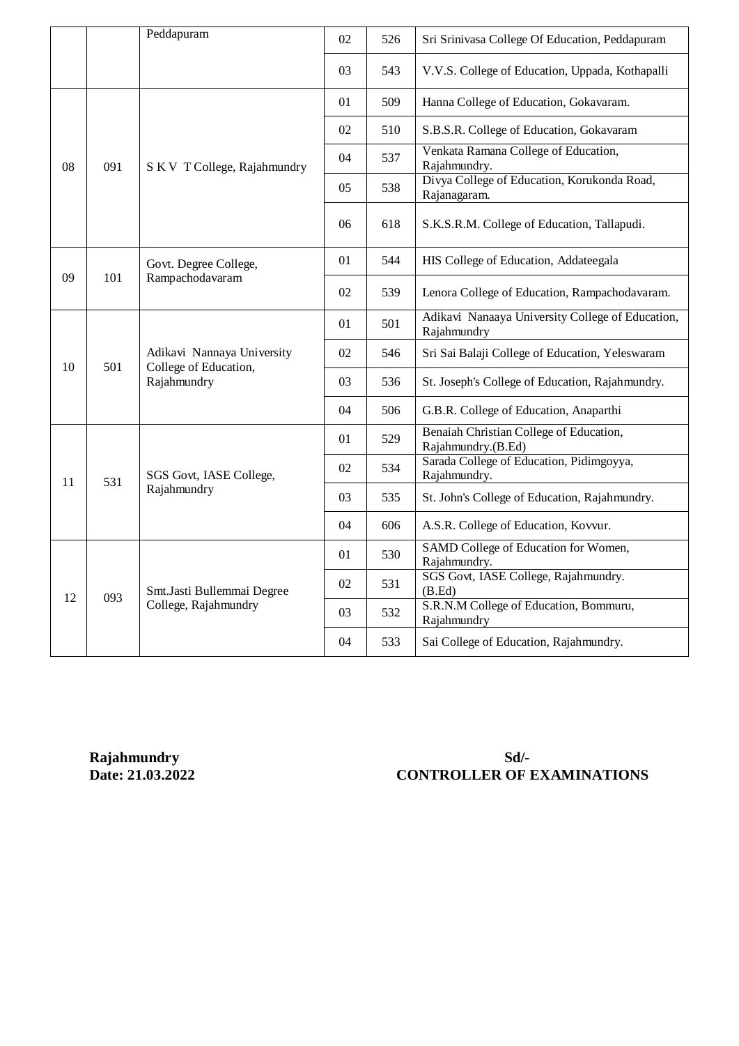| | | | | | |
|---|---|---|---|---|---|
| | | Peddapuram | 02 | 526 | Sri Srinivasa College Of Education, Peddapuram |
| | | | 03 | 543 | V.V.S. College of Education, Uppada, Kothapalli |
| 08 | 091 | S K V T College, Rajahmundry | 01 | 509 | Hanna College of Education, Gokavaram. |
| | | | 02 | 510 | S.B.S.R. College of Education, Gokavaram |
| | | | 04 | 537 | Venkata Ramana College of Education, Rajahmundry. |
| | | | 05 | 538 | Divya College of Education, Korukonda Road, Rajanagaram. |
| | | | 06 | 618 | S.K.S.R.M. College of Education, Tallapudi. |
| 09 | 101 | Govt. Degree College, Rampachodavaram | 01 | 544 | HIS College of Education, Addateegala |
| | | | 02 | 539 | Lenora College of Education, Rampachodavaram. |
| 10 | 501 | Adikavi Nannaya University College of Education, Rajahmundry | 01 | 501 | Adikavi Nanaaya University College of Education, Rajahmundry |
| | | | 02 | 546 | Sri Sai Balaji College of Education, Yeleswaram |
| | | | 03 | 536 | St. Joseph's College of Education, Rajahmundry. |
| | | | 04 | 506 | G.B.R. College of Education, Anaparthi |
| 11 | 531 | SGS Govt, IASE College, Rajahmundry | 01 | 529 | Benaiah Christian College of Education, Rajahmundry.(B.Ed) |
| | | | 02 | 534 | Sarada College of Education, Pidimgoyya, Rajahmundry. |
| | | | 03 | 535 | St. John's College of Education, Rajahmundry. |
| | | | 04 | 606 | A.S.R. College of Education, Kovvur. |
| 12 | 093 | Smt.Jasti Bullemmai Degree College, Rajahmundry | 01 | 530 | SAMD College of Education for Women, Rajahmundry. |
| | | | 02 | 531 | SGS Govt, IASE College, Rajahmundry. (B.Ed) |
| | | | 03 | 532 | S.R.N.M College of Education, Bommuru, Rajahmundry |
| | | | 04 | 533 | Sai College of Education, Rajahmundry. |

**Rajahmundry**
**Date: 21.03.2022**

**Sd/-**
**CONTROLLER OF EXAMINATIONS**